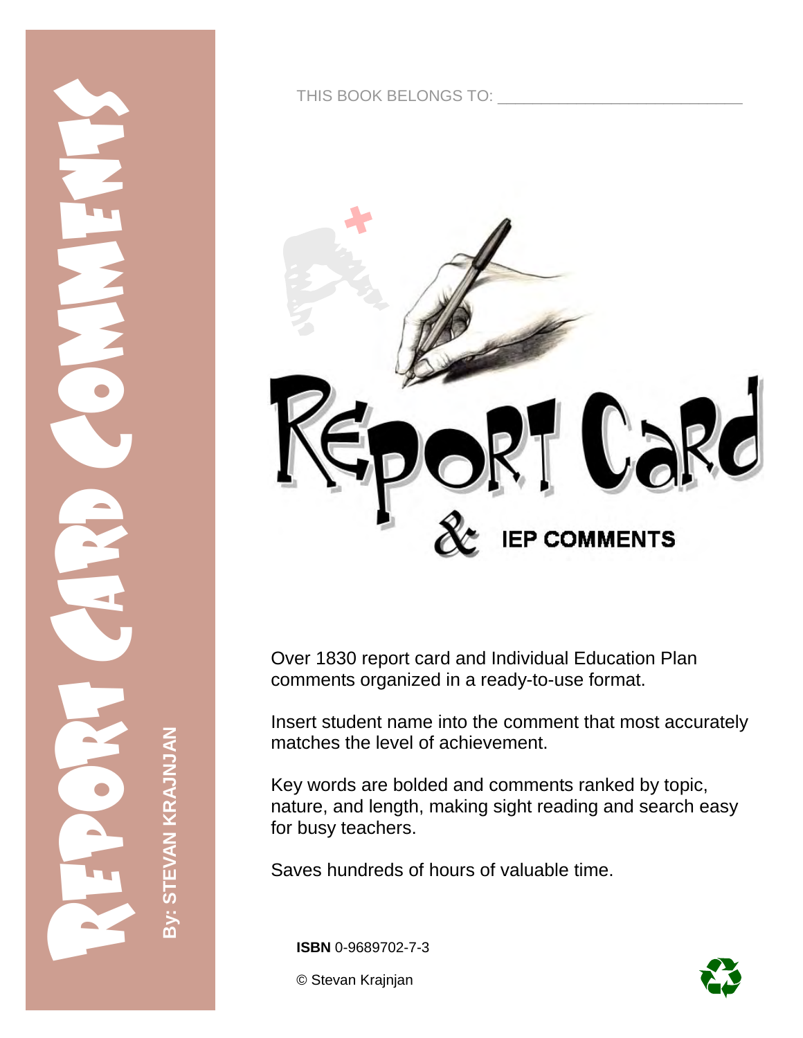# Report Card Comments

By: STEVAN KRAJNJAN

THIS BOOK BELONGS TO: ____________________________

# Report Card & IEP COMMENTS

Over 1830 report card and Individual Education Plan comments organized in a ready-to-use format.

Insert student name into the comment that most accurately matches the level of achievement.

Key words are bolded and comments ranked by topic, nature, and length, making sight reading and search easy for busy teachers.

Saves hundreds of hours of valuable time.

**ISBN** 0-9689702-7-3

© Stevan Krajnjan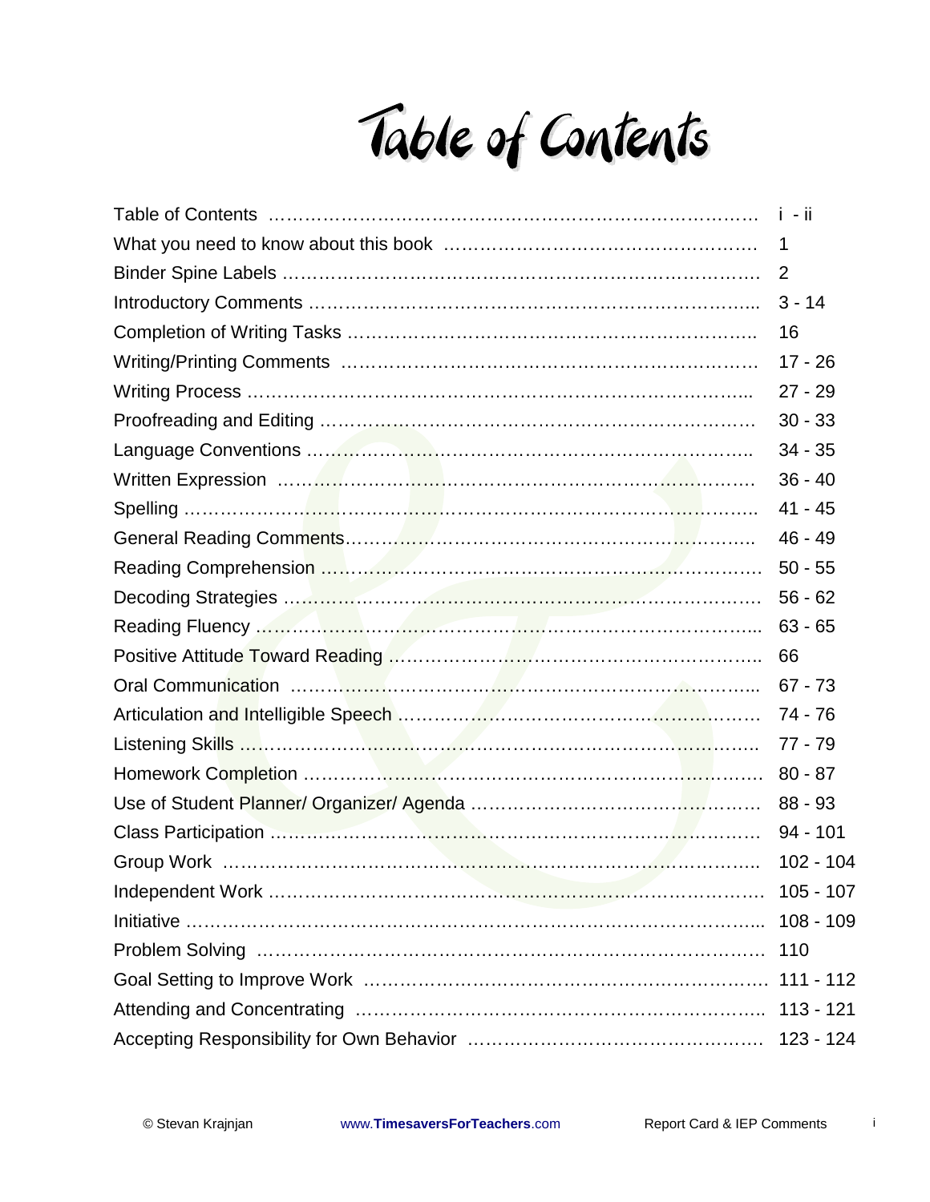# Table of Contents

| | |
|---|---|
| Table of Contents | i - ii |
| What you need to know about this book | 1 |
| Binder Spine Labels | 2 |
| Introductory Comments | 3 - 14 |
| Completion of Writing Tasks | 16 |
| Writing/Printing Comments | 17 - 26 |
| Writing Process | 27 - 29 |
| Proofreading and Editing | 30 - 33 |
| Language Conventions | 34 - 35 |
| Written Expression | 36 - 40 |
| Spelling | 41 - 45 |
| General Reading Comments | 46 - 49 |
| Reading Comprehension | 50 - 55 |
| Decoding Strategies | 56 - 62 |
| Reading Fluency | 63 - 65 |
| Positive Attitude Toward Reading | 66 |
| Oral Communication | 67 - 73 |
| Articulation and Intelligible Speech | 74 - 76 |
| Listening Skills | 77 - 79 |
| Homework Completion | 80 - 87 |
| Use of Student Planner/ Organizer/ Agenda | 88 - 93 |
| Class Participation | 94 - 101 |
| Group Work | 102 - 104 |
| Independent Work | 105 - 107 |
| Initiative | 108 - 109 |
| Problem Solving | 110 |
| Goal Setting to Improve Work | 111 - 112 |
| Attending and Concentrating | 113 - 121 |
| Accepting Responsibility for Own Behavior | 123 - 124 |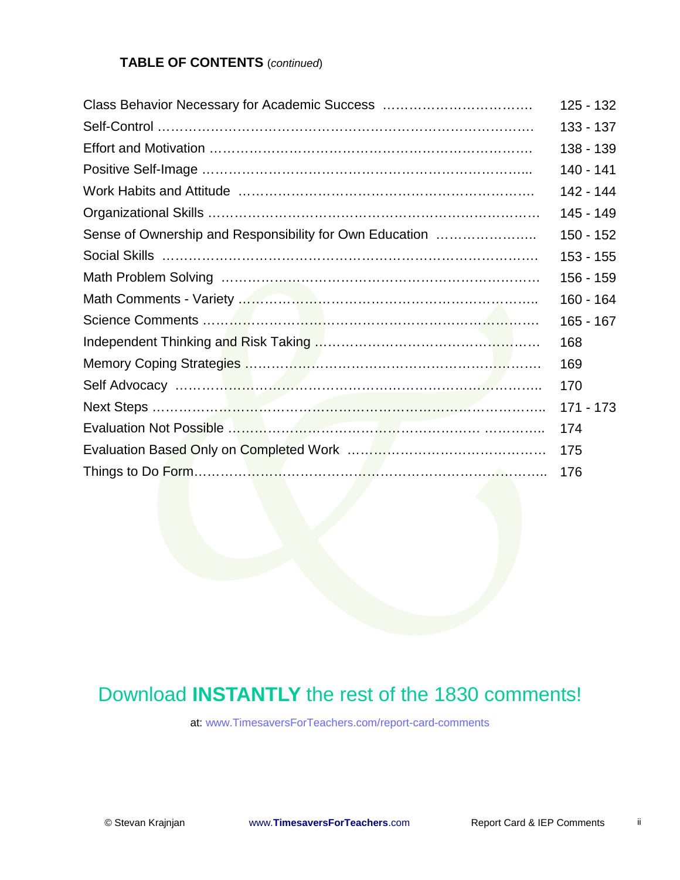**TABLE OF CONTENTS** (*continued*)

| | |
|---|---|
| Class Behavior Necessary for Academic Success | 125 - 132 |
| Self-Control | 133 - 137 |
| Effort and Motivation | 138 - 139 |
| Positive Self-Image | 140 - 141 |
| Work Habits and Attitude | 142 - 144 |
| Organizational Skills | 145 - 149 |
| Sense of Ownership and Responsibility for Own Education | 150 - 152 |
| Social Skills | 153 - 155 |
| Math Problem Solving | 156 - 159 |
| Math Comments - Variety | 160 - 164 |
| Science Comments | 165 - 167 |
| Independent Thinking and Risk Taking | 168 |
| Memory Coping Strategies | 169 |
| Self Advocacy | 170 |
| Next Steps | 171 - 173 |
| Evaluation Not Possible | 174 |
| Evaluation Based Only on Completed Work | 175 |
| Things to Do Form | 176 |

## Download **INSTANTLY** the rest of the 1830 comments!

at: www.TimesaversForTeachers.com/report-card-comments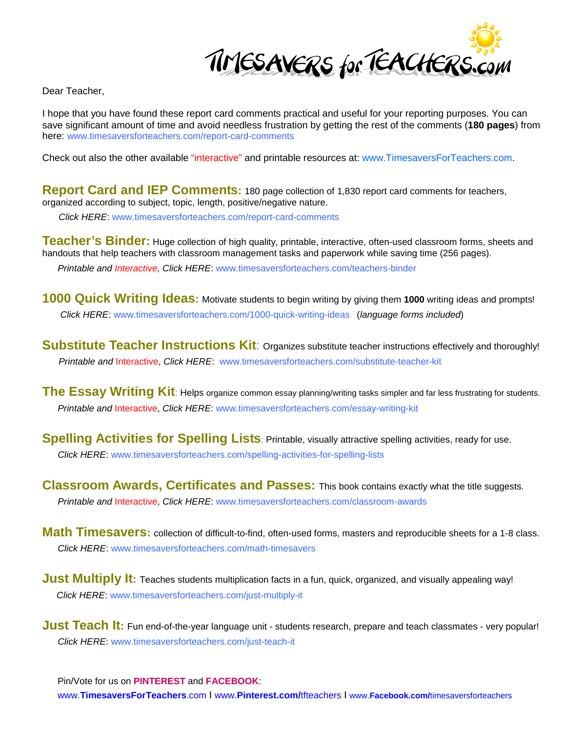TIMESAVERS for TEACHERS.com

Dear Teacher,

I hope that you have found these report card comments practical and useful for your reporting purposes. You can save significant amount of time and avoid needless frustration by getting the rest of the comments (**180 pages**) from here: www.timesaversforteachers.com/report-card-comments

Check out also the other available "interactive" and printable resources at: www.TimesaversForTeachers.com.

**Report Card and IEP Comments:** 180 page collection of 1,830 report card comments for teachers, organized according to subject, topic, length, positive/negative nature.

*Click HERE*: www.timesaversforteachers.com/report-card-comments

**Teacher's Binder:** Huge collection of high quality, printable, interactive, often-used classroom forms, sheets and handouts that help teachers with classroom management tasks and paperwork while saving time (256 pages).

*Printable and Interactive, Click HERE*: www.timesaversforteachers.com/teachers-binder

**1000 Quick Writing Ideas:** Motivate students to begin writing by giving them **1000** writing ideas and prompts!

*Click HERE*: www.timesaversforteachers.com/1000-quick-writing-ideas (*language forms included*)

**Substitute Teacher Instructions Kit**: Organizes substitute teacher instructions effectively and thoroughly!

*Printable and* Interactive, *Click HERE*: www.timesaversforteachers.com/substitute-teacher-kit

**The Essay Writing Kit**: Helps organize common essay planning/writing tasks simpler and far less frustrating for students.

*Printable and* Interactive, *Click HERE*: www.timesaversforteachers.com/essay-writing-kit

**Spelling Activities for Spelling Lists**: Printable, visually attractive spelling activities, ready for use.

*Click HERE*: www.timesaversforteachers.com/spelling-activities-for-spelling-lists

**Classroom Awards, Certificates and Passes:** This book contains exactly what the title suggests.

*Printable and* Interactive, *Click HERE*: www.timesaversforteachers.com/classroom-awards

**Math Timesavers:** collection of difficult-to-find, often-used forms, masters and reproducible sheets for a 1-8 class.

*Click HERE*: www.timesaversforteachers.com/math-timesavers

**Just Multiply It:** Teaches students multiplication facts in a fun, quick, organized, and visually appealing way!

*Click HERE*: www.timesaversforteachers.com/just-multiply-it

**Just Teach It:** Fun end-of-the-year language unit - students research, prepare and teach classmates - very popular!

*Click HERE*: www.timesaversforteachers.com/just-teach-it

Pin/Vote for us on **PINTEREST** and **FACEBOOK**:

www.**TimesaversForTeachers**.com I www.**Pinterest.com/**tfteachers I www.**Facebook.com/**timesaversforteachers